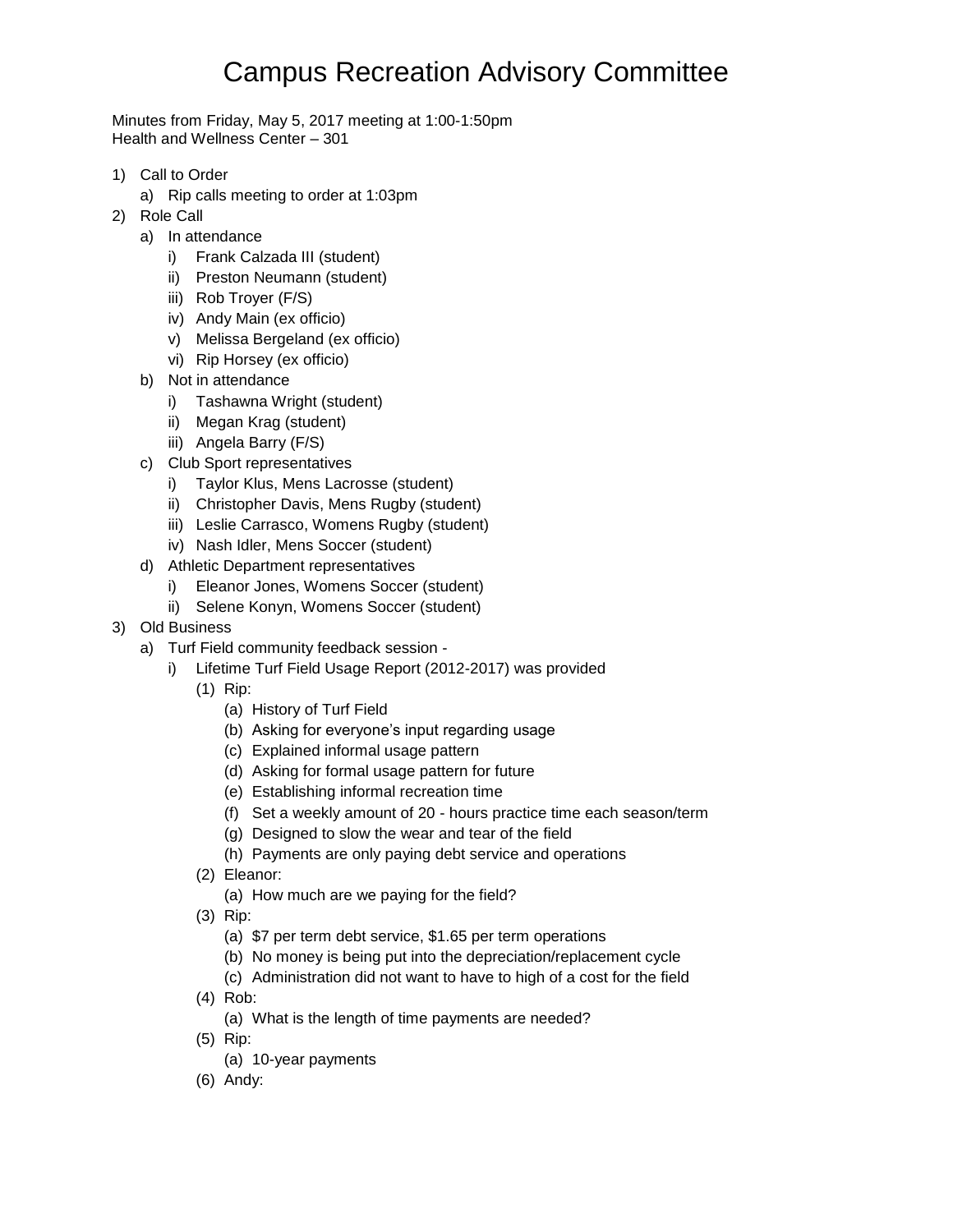# Campus Recreation Advisory Committee

Minutes from Friday, May 5, 2017 meeting at 1:00-1:50pm
Health and Wellness Center – 301

1) Call to Order
   a) Rip calls meeting to order at 1:03pm
2) Role Call
   a) In attendance
      i) Frank Calzada III (student)
      ii) Preston Neumann (student)
      iii) Rob Troyer (F/S)
      iv) Andy Main (ex officio)
      v) Melissa Bergeland (ex officio)
      vi) Rip Horsey (ex officio)
   b) Not in attendance
      i) Tashawna Wright (student)
      ii) Megan Krag (student)
      iii) Angela Barry (F/S)
   c) Club Sport representatives
      i) Taylor Klus, Mens Lacrosse (student)
      ii) Christopher Davis, Mens Rugby (student)
      iii) Leslie Carrasco, Womens Rugby (student)
      iv) Nash Idler, Mens Soccer (student)
   d) Athletic Department representatives
      i) Eleanor Jones, Womens Soccer (student)
      ii) Selene Konyn, Womens Soccer (student)
3) Old Business
   a) Turf Field community feedback session -
      i) Lifetime Turf Field Usage Report (2012-2017) was provided
         (1) Rip:
            (a) History of Turf Field
            (b) Asking for everyone's input regarding usage
            (c) Explained informal usage pattern
            (d) Asking for formal usage pattern for future
            (e) Establishing informal recreation time
            (f) Set a weekly amount of 20 - hours practice time each season/term
            (g) Designed to slow the wear and tear of the field
            (h) Payments are only paying debt service and operations
         (2) Eleanor:
            (a) How much are we paying for the field?
         (3) Rip:
            (a) $7 per term debt service, $1.65 per term operations
            (b) No money is being put into the depreciation/replacement cycle
            (c) Administration did not want to have to high of a cost for the field
         (4) Rob:
            (a) What is the length of time payments are needed?
         (5) Rip:
            (a) 10-year payments
         (6) Andy: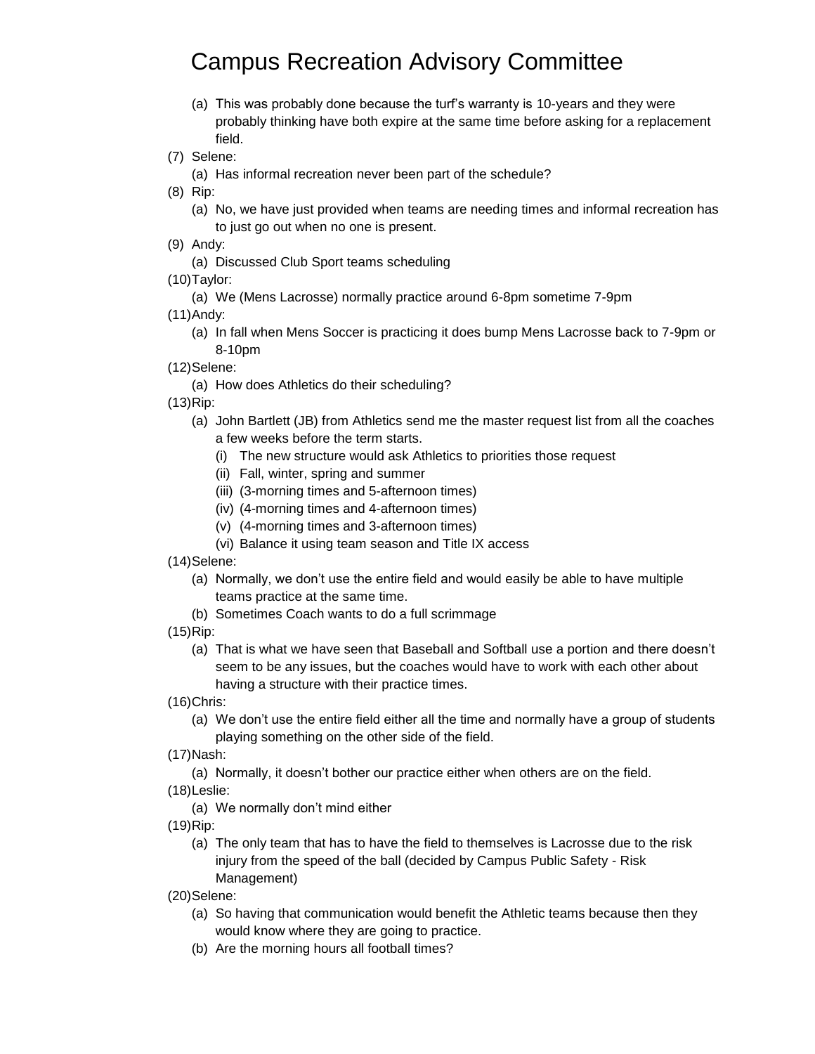# Campus Recreation Advisory Committee

   (a) This was probably done because the turf's warranty is 10-years and they were probably thinking have both expire at the same time before asking for a replacement field.

(7) Selene:
   (a) Has informal recreation never been part of the schedule?

(8) Rip:
   (a) No, we have just provided when teams are needing times and informal recreation has to just go out when no one is present.

(9) Andy:
   (a) Discussed Club Sport teams scheduling

(10) Taylor:
   (a) We (Mens Lacrosse) normally practice around 6-8pm sometime 7-9pm

(11) Andy:
   (a) In fall when Mens Soccer is practicing it does bump Mens Lacrosse back to 7-9pm or 8-10pm

(12) Selene:
   (a) How does Athletics do their scheduling?

(13) Rip:
   (a) John Bartlett (JB) from Athletics send me the master request list from all the coaches a few weeks before the term starts.
      (i) The new structure would ask Athletics to priorities those request
      (ii) Fall, winter, spring and summer
      (iii) (3-morning times and 5-afternoon times)
      (iv) (4-morning times and 4-afternoon times)
      (v) (4-morning times and 3-afternoon times)
      (vi) Balance it using team season and Title IX access

(14) Selene:
   (a) Normally, we don't use the entire field and would easily be able to have multiple teams practice at the same time.
   (b) Sometimes Coach wants to do a full scrimmage

(15) Rip:
   (a) That is what we have seen that Baseball and Softball use a portion and there doesn't seem to be any issues, but the coaches would have to work with each other about having a structure with their practice times.

(16) Chris:
   (a) We don't use the entire field either all the time and normally have a group of students playing something on the other side of the field.

(17) Nash:
   (a) Normally, it doesn't bother our practice either when others are on the field.

(18) Leslie:
   (a) We normally don't mind either

(19) Rip:
   (a) The only team that has to have the field to themselves is Lacrosse due to the risk injury from the speed of the ball (decided by Campus Public Safety - Risk Management)

(20) Selene:
   (a) So having that communication would benefit the Athletic teams because then they would know where they are going to practice.
   (b) Are the morning hours all football times?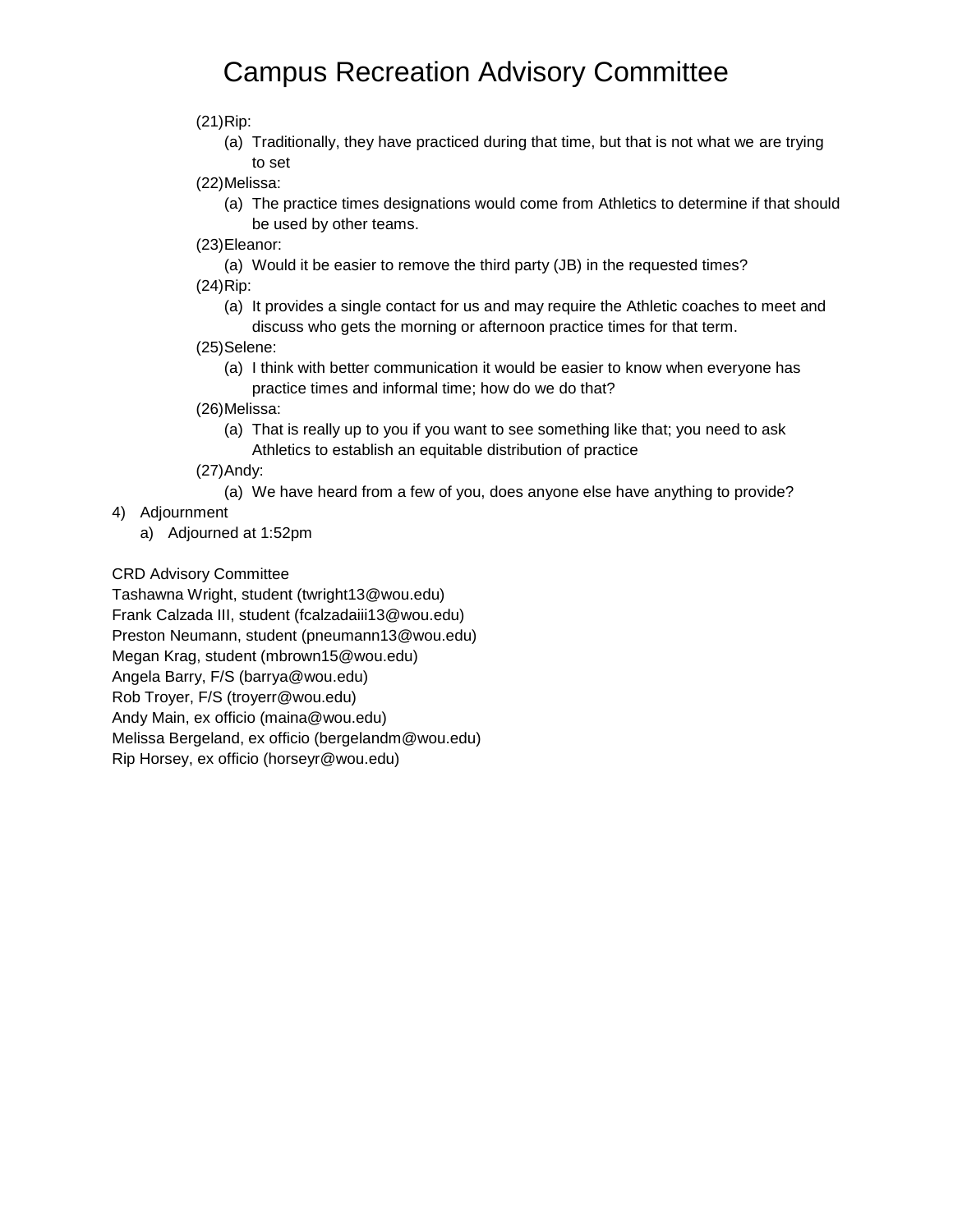# Campus Recreation Advisory Committee

(21) Rip:
  (a) Traditionally, they have practiced during that time, but that is not what we are trying to set

(22) Melissa:
  (a) The practice times designations would come from Athletics to determine if that should be used by other teams.

(23) Eleanor:
  (a) Would it be easier to remove the third party (JB) in the requested times?

(24) Rip:
  (a) It provides a single contact for us and may require the Athletic coaches to meet and discuss who gets the morning or afternoon practice times for that term.

(25) Selene:
  (a) I think with better communication it would be easier to know when everyone has practice times and informal time; how do we do that?

(26) Melissa:
  (a) That is really up to you if you want to see something like that; you need to ask Athletics to establish an equitable distribution of practice

(27) Andy:
  (a) We have heard from a few of you, does anyone else have anything to provide?

4) Adjournment
   a) Adjourned at 1:52pm

CRD Advisory Committee
Tashawna Wright, student (twright13@wou.edu)
Frank Calzada III, student (fcalzadaiii13@wou.edu)
Preston Neumann, student (pneumann13@wou.edu)
Megan Krag, student (mbrown15@wou.edu)
Angela Barry, F/S (barrya@wou.edu)
Rob Troyer, F/S (troyerr@wou.edu)
Andy Main, ex officio (maina@wou.edu)
Melissa Bergeland, ex officio (bergelandm@wou.edu)
Rip Horsey, ex officio (horseyr@wou.edu)